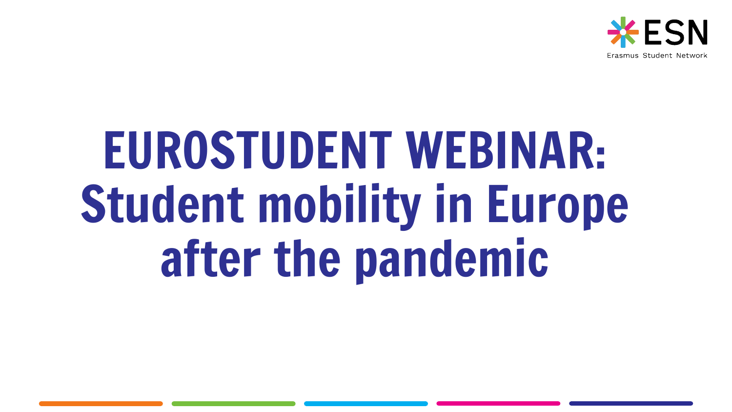ESN

Erasmus Student Network

# EUROSTUDENT WEBINAR: Student mobility in Europe after the pandemic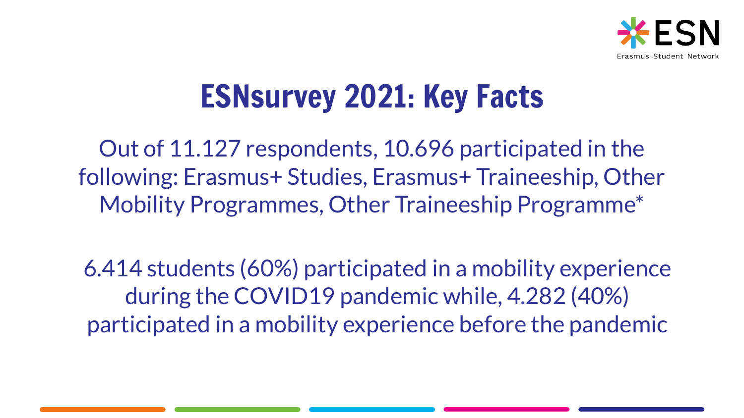# ESNsurvey 2021: Key Facts

Out of 11.127 respondents, 10.696 participated in the following: Erasmus+ Studies, Erasmus+ Traineeship, Other Mobility Programmes, Other Traineeship Programme*

6.414 students (60%) participated in a mobility experience during the COVID19 pandemic while, 4.282 (40%) participated in a mobility experience before the pandemic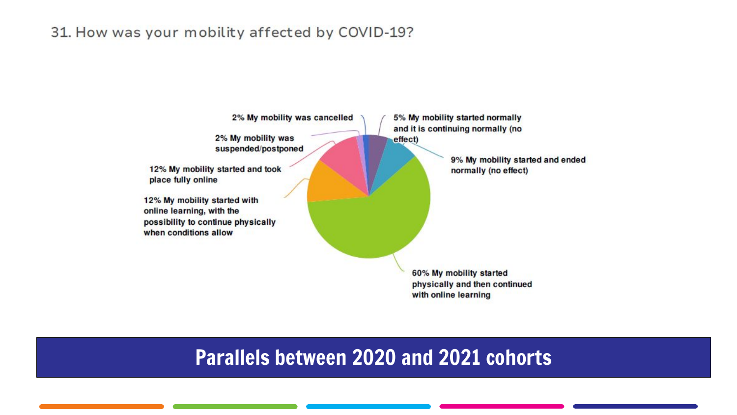31. How was your mobility affected by COVID-19?

- 2% My mobility was cancelled
- 5% My mobility started normally and it is continuing normally (no effect)
- 2% My mobility was suspended/postponed
- 9% My mobility started and ended normally (no effect)
- 12% My mobility started and took place fully online
- 12% My mobility started with online learning, with the possibility to continue physically when conditions allow
- 60% My mobility started physically and then continued with online learning

## Parallels between 2020 and 2021 cohorts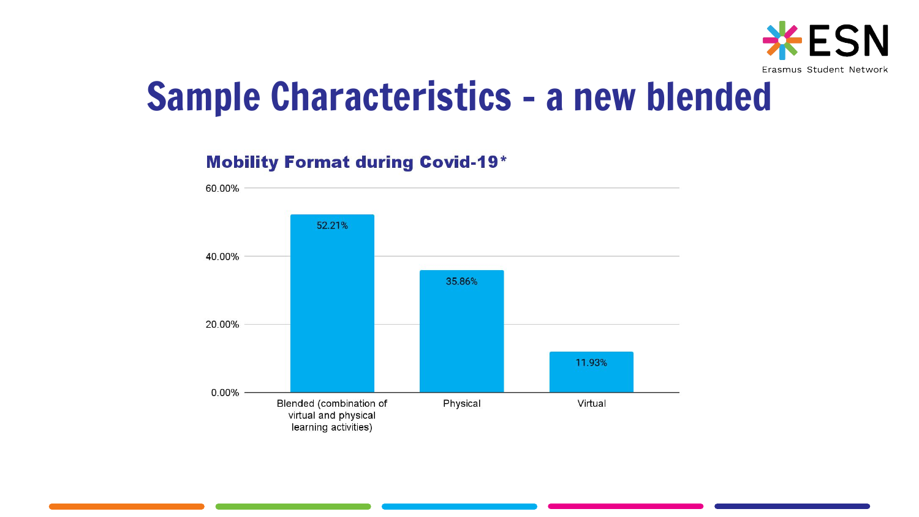# Sample Characteristics - a new blended

## Mobility Format during Covid-19*

| Mobility Format | Share |
| --- | --- |
| Blended (combination of virtual and physical learning activities) | 52.21% |
| Physical | 35.86% |
| Virtual | 11.93% |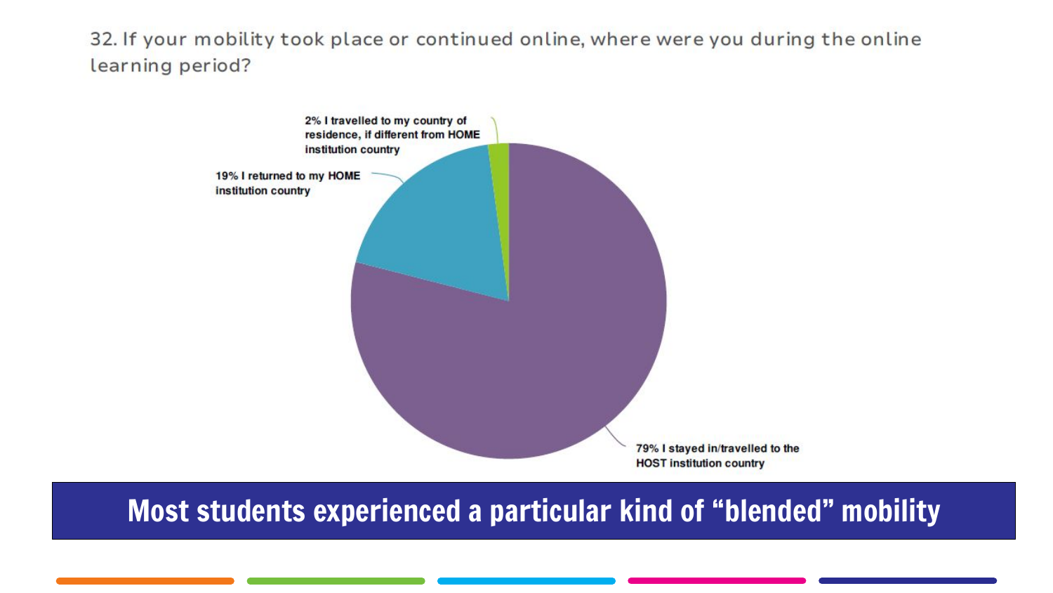32. If your mobility took place or continued online, where were you during the online learning period?

2% I travelled to my country of residence, if different from HOME institution country

19% I returned to my HOME institution country

79% I stayed in/travelled to the HOST institution country

**Most students experienced a particular kind of “blended” mobility**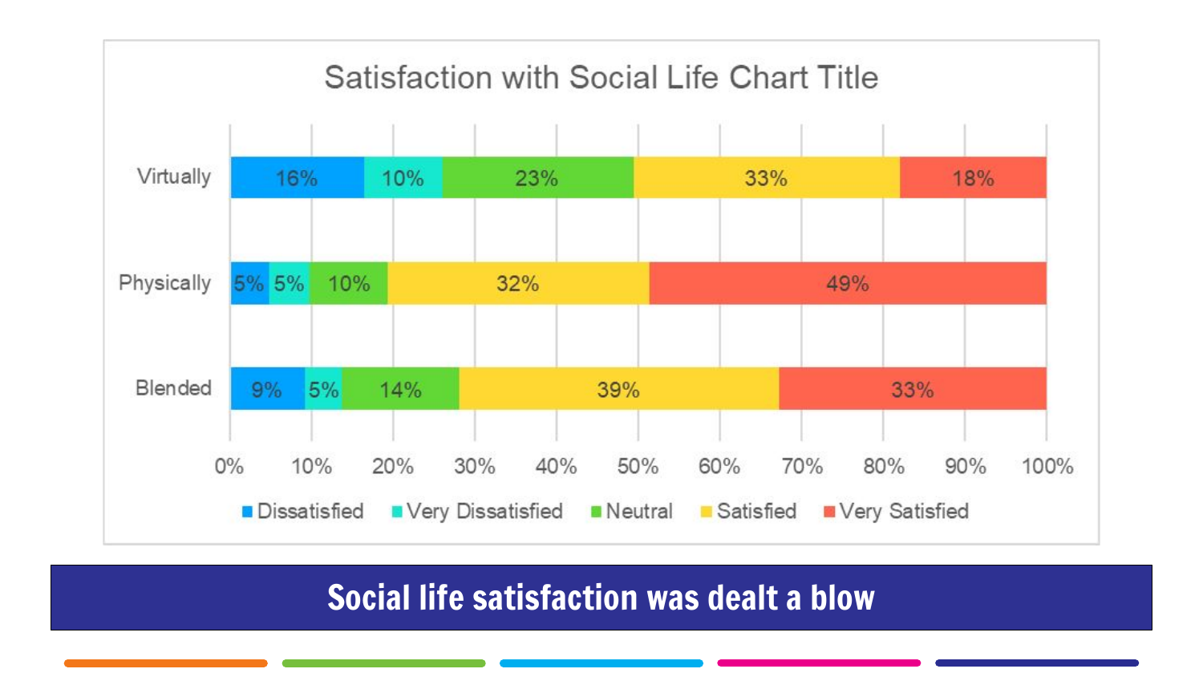## Satisfaction with Social Life Chart Title

| | Dissatisfied | Very Dissatisfied | Neutral | Satisfied | Very Satisfied |
|---|---|---|---|---|---|
| Virtually | 16% | 10% | 23% | 33% | 18% |
| Physically | 5% | 5% | 10% | 32% | 49% |
| Blended | 9% | 5% | 14% | 39% | 33% |

# Social life satisfaction was dealt a blow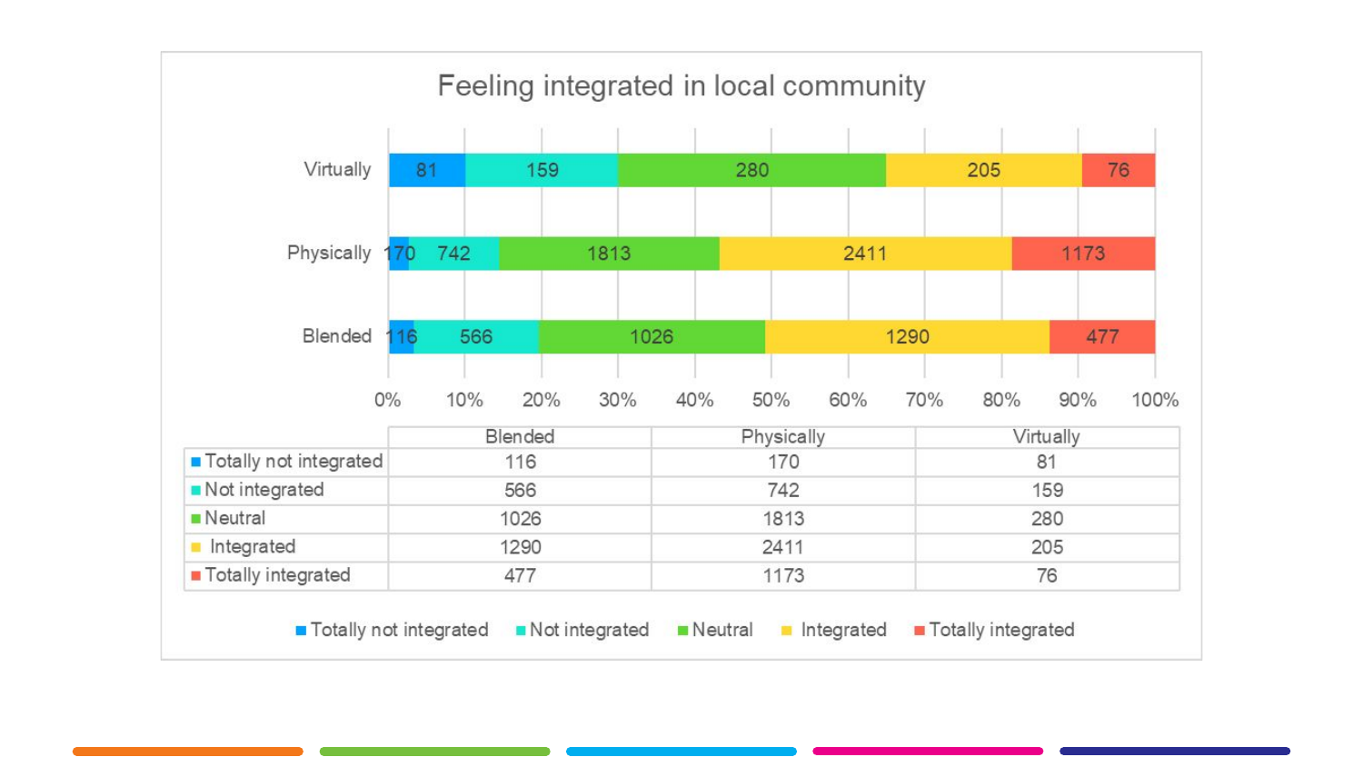## Feeling integrated in local community

|  | Blended | Physically | Virtually |
|---|---|---|---|
| Totally not integrated | 116 | 170 | 81 |
| Not integrated | 566 | 742 | 159 |
| Neutral | 1026 | 1813 | 280 |
| Integrated | 1290 | 2411 | 205 |
| Totally integrated | 477 | 1173 | 76 |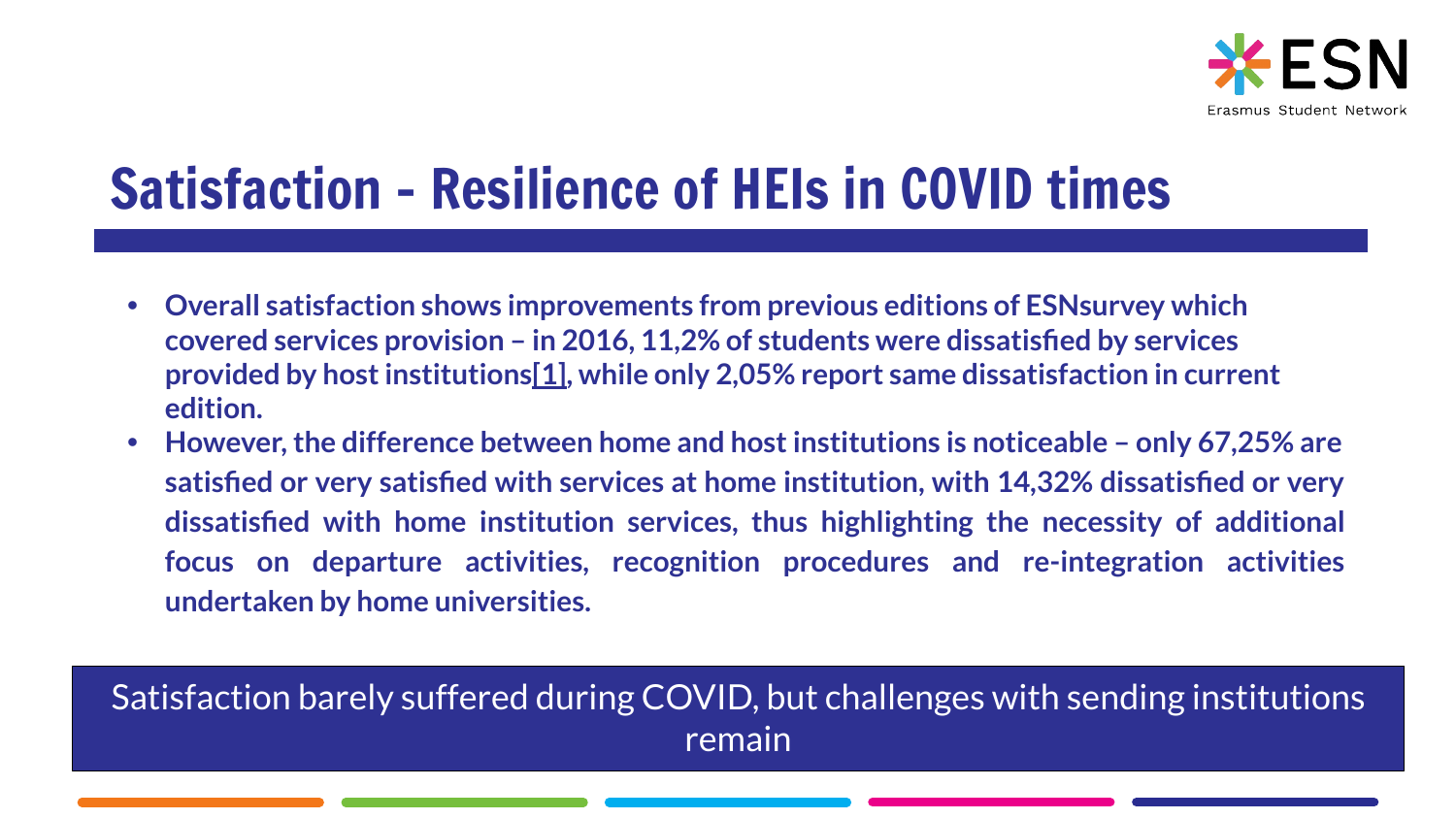# Satisfaction - Resilience of HEIs in COVID times

- **Overall satisfaction shows improvements from previous editions of ESNsurvey which covered services provision – in 2016, 11,2% of students were dissatisfied by services provided by host institutions[1], while only 2,05% report same dissatisfaction in current edition.**
- **However, the difference between home and host institutions is noticeable – only 67,25% are satisfied or very satisfied with services at home institution, with 14,32% dissatisfied or very dissatisfied with home institution services, thus highlighting the necessity of additional focus on departure activities, recognition procedures and re-integration activities undertaken by home universities.**

Satisfaction barely suffered during COVID, but challenges with sending institutions remain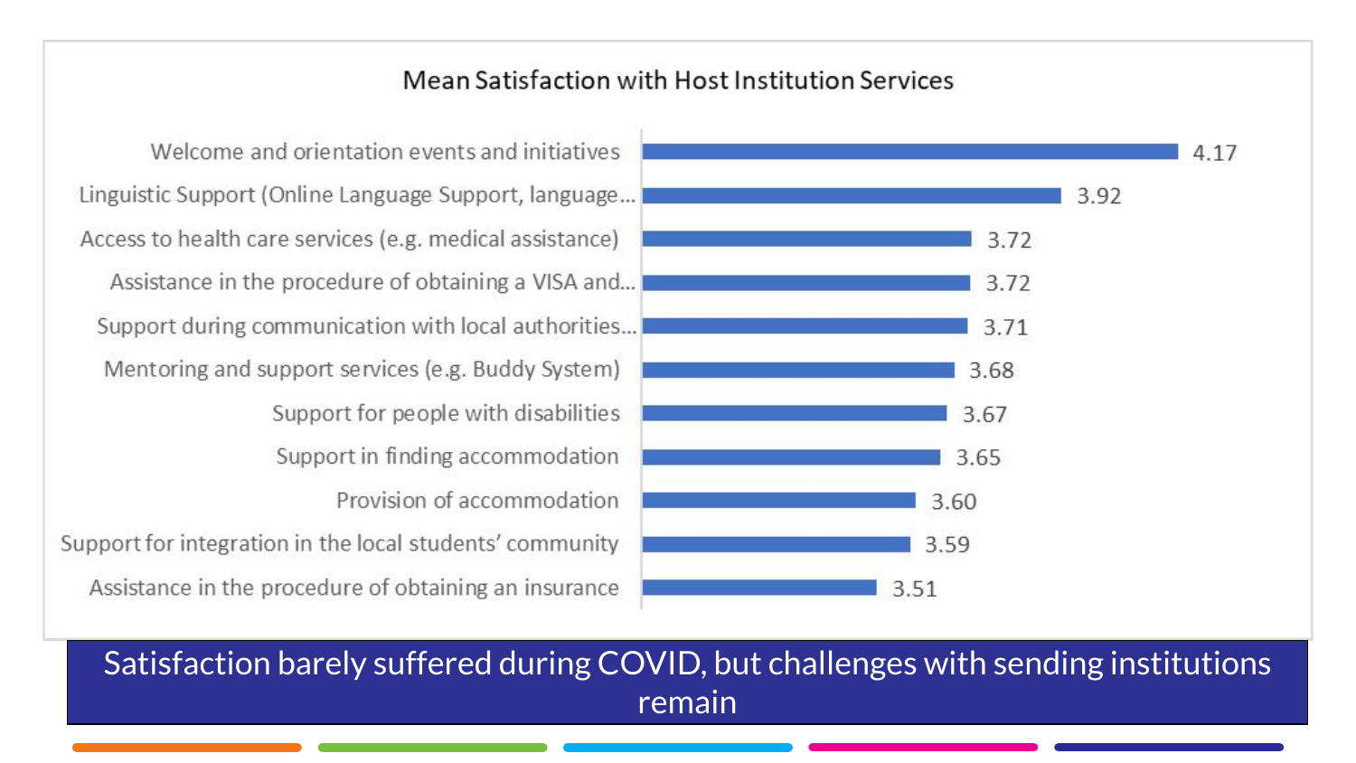## Mean Satisfaction with Host Institution Services

| Service | Mean Satisfaction |
|---|---|
| Welcome and orientation events and initiatives | 4.17 |
| Linguistic Support (Online Language Support, language... | 3.92 |
| Access to health care services (e.g. medical assistance) | 3.72 |
| Assistance in the procedure of obtaining a VISA and... | 3.72 |
| Support during communication with local authorities... | 3.71 |
| Mentoring and support services (e.g. Buddy System) | 3.68 |
| Support for people with disabilities | 3.67 |
| Support in finding accommodation | 3.65 |
| Provision of accommodation | 3.60 |
| Support for integration in the local students' community | 3.59 |
| Assistance in the procedure of obtaining an insurance | 3.51 |

Satisfaction barely suffered during COVID, but challenges with sending institutions remain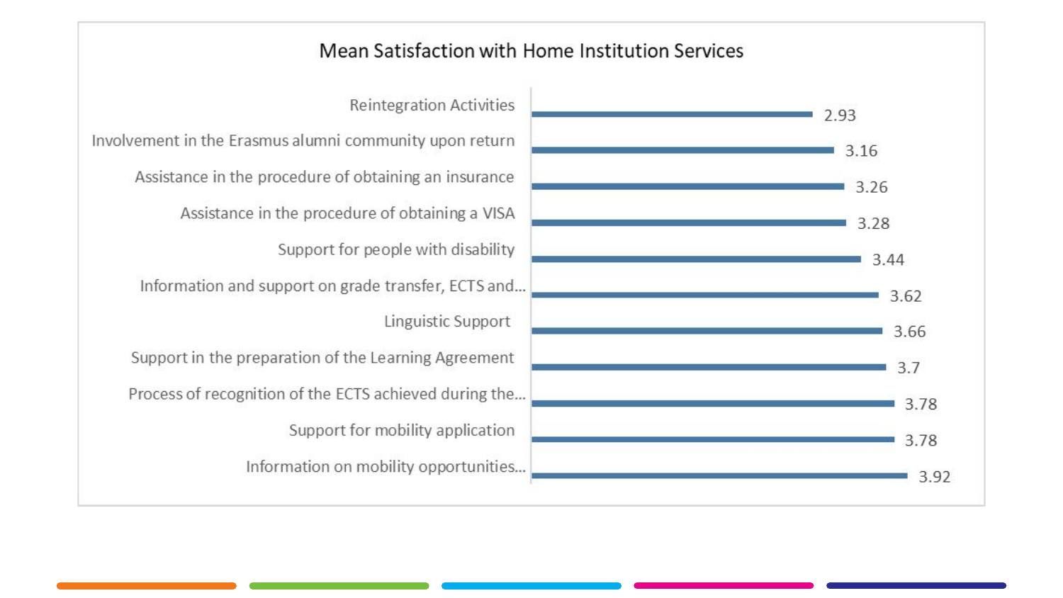## Mean Satisfaction with Home Institution Services

| Service | Mean Satisfaction |
| --- | --- |
| Reintegration Activities | 2.93 |
| Involvement in the Erasmus alumni community upon return | 3.16 |
| Assistance in the procedure of obtaining an insurance | 3.26 |
| Assistance in the procedure of obtaining a VISA | 3.28 |
| Support for people with disability | 3.44 |
| Information and support on grade transfer, ECTS and... | 3.62 |
| Linguistic Support | 3.66 |
| Support in the preparation of the Learning Agreement | 3.7 |
| Process of recognition of the ECTS achieved during the... | 3.78 |
| Support for mobility application | 3.78 |
| Information on mobility opportunities... | 3.92 |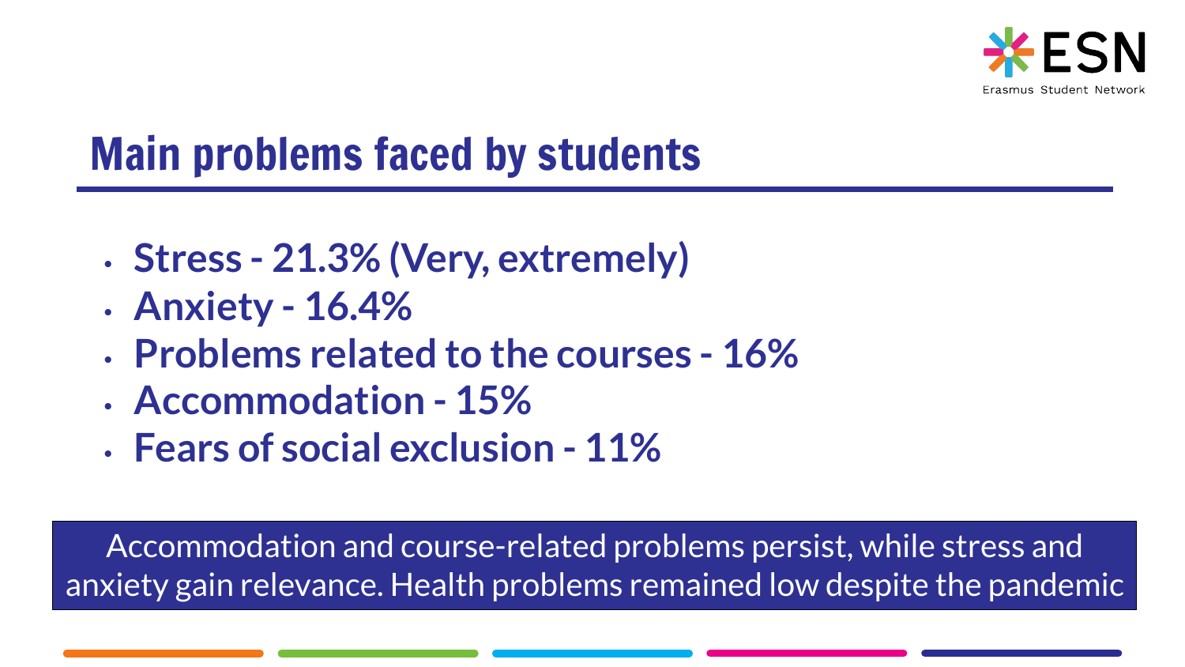## Main problems faced by students

- **Stress - 21.3% (Very, extremely)**
- **Anxiety - 16.4%**
- **Problems related to the courses - 16%**
- **Accommodation - 15%**
- **Fears of social exclusion - 11%**

Accommodation and course-related problems persist, while stress and anxiety gain relevance. Health problems remained low despite the pandemic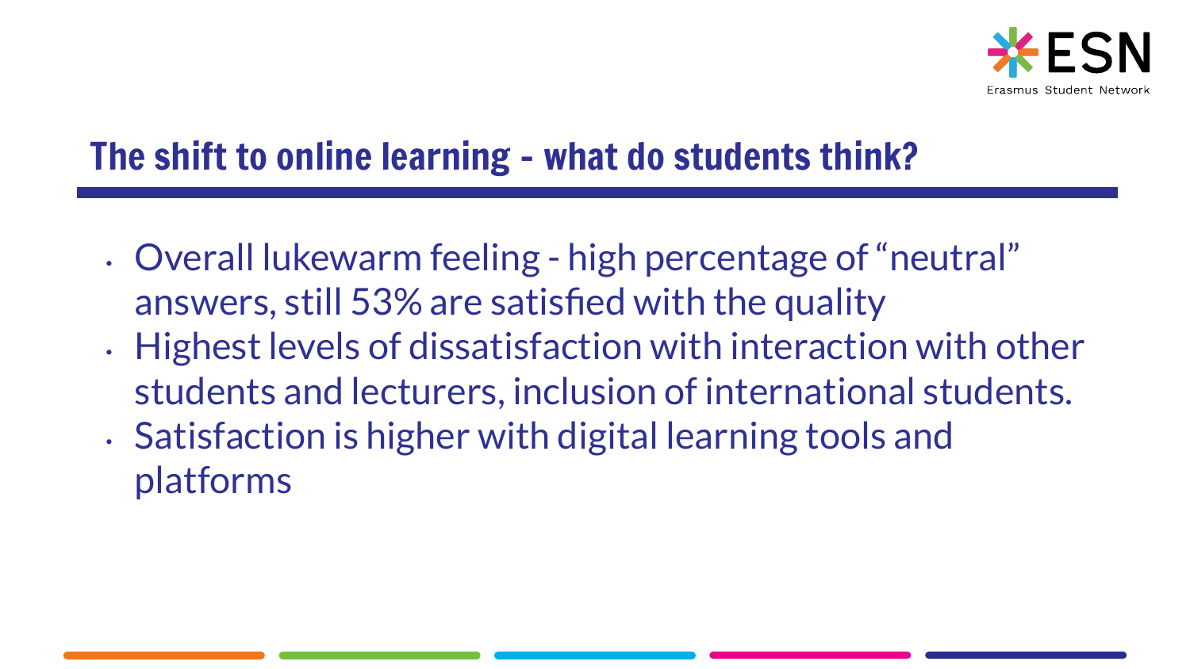## The shift to online learning - what do students think?

- Overall lukewarm feeling - high percentage of "neutral" answers, still 53% are satisfied with the quality
- Highest levels of dissatisfaction with interaction with other students and lecturers, inclusion of international students.
- Satisfaction is higher with digital learning tools and platforms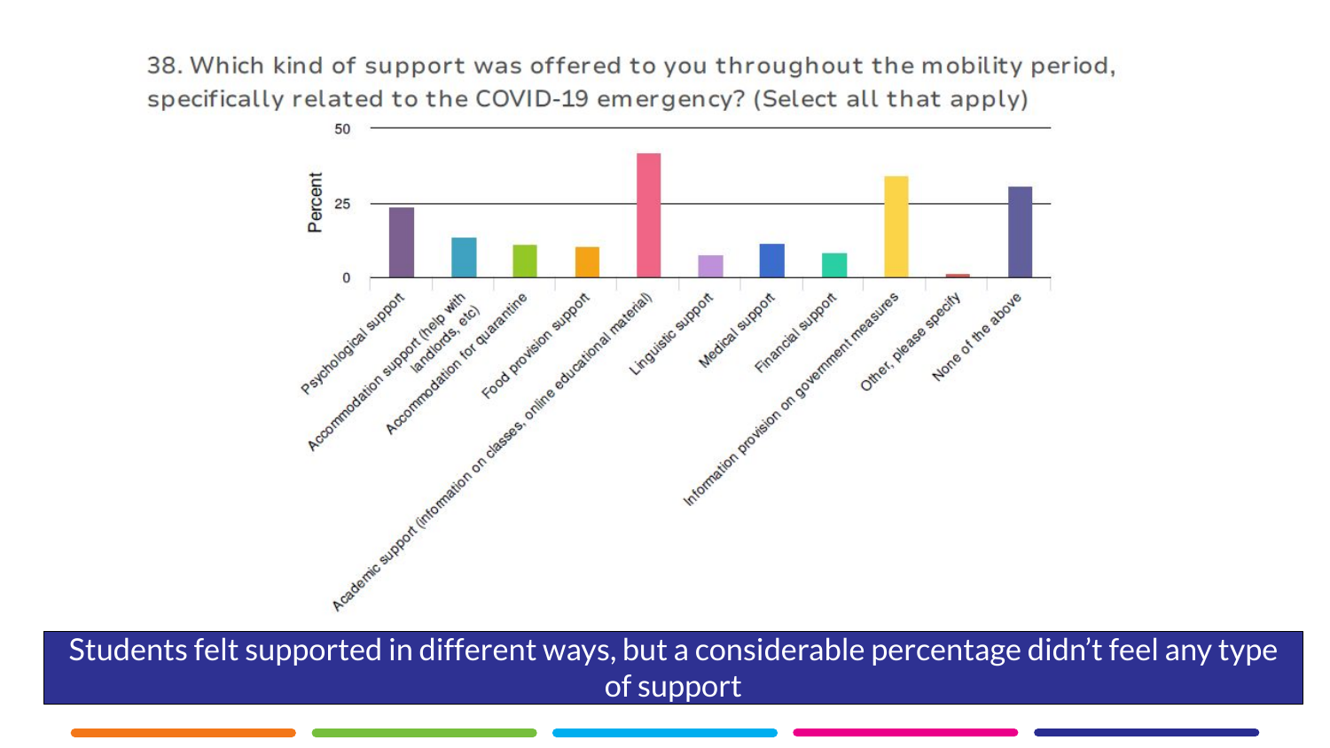38. Which kind of support was offered to you throughout the mobility period, specifically related to the COVID-19 emergency? (Select all that apply)

Percent

50

25

0

Psychological support

Accommodation support (help with landlords, etc)

Accommodation for quarantine

Food provision support

Academic support (information on classes, online educational material)

Linguistic support

Medical support

Financial support

Information provision on government measures

Other, please specify

None of the above

Students felt supported in different ways, but a considerable percentage didn't feel any type of support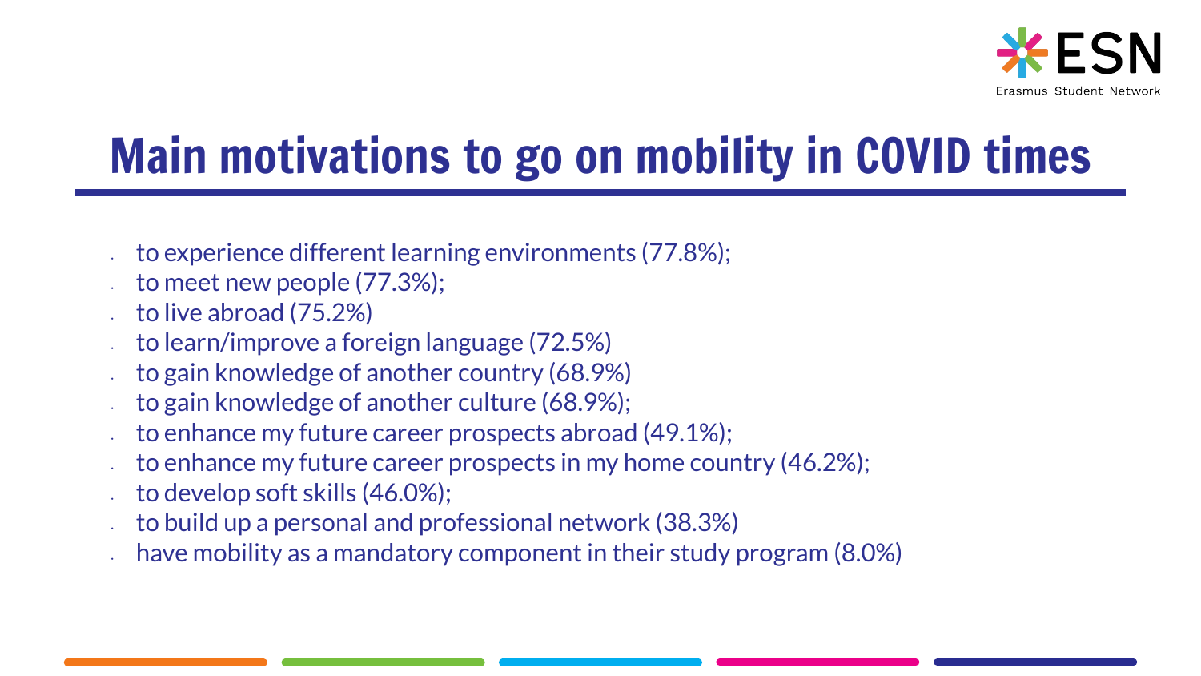# Main motivations to go on mobility in COVID times

- to experience different learning environments (77.8%);
- to meet new people (77.3%);
- to live abroad (75.2%)
- to learn/improve a foreign language (72.5%)
- to gain knowledge of another country (68.9%)
- to gain knowledge of another culture (68.9%);
- to enhance my future career prospects abroad (49.1%);
- to enhance my future career prospects in my home country (46.2%);
- to develop soft skills (46.0%);
- to build up a personal and professional network (38.3%)
- have mobility as a mandatory component in their study program (8.0%)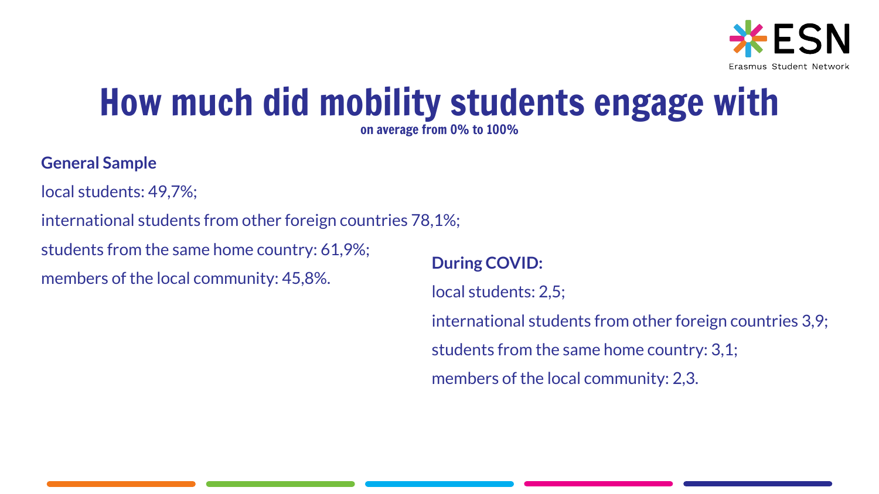# How much did mobility students engage with

on average from 0% to 100%

**General Sample**

local students: 49,7%;

international students from other foreign countries 78,1%;

students from the same home country: 61,9%;

members of the local community: 45,8%.

**During COVID:**

local students: 2,5;

international students from other foreign countries 3,9;

students from the same home country: 3,1;

members of the local community: 2,3.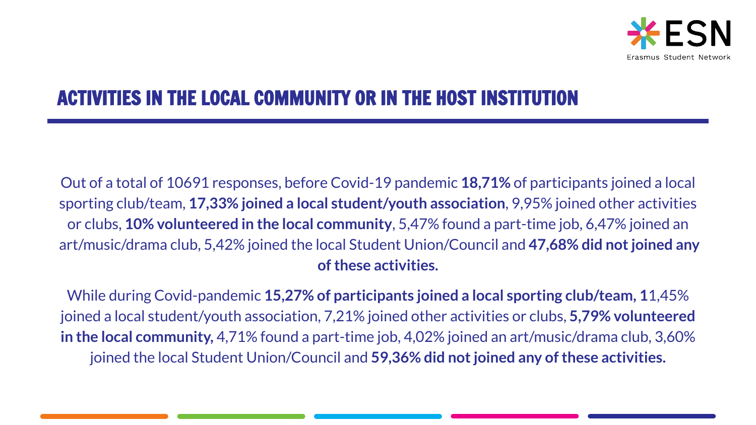# ACTIVITIES IN THE LOCAL COMMUNITY OR IN THE HOST INSTITUTION

Out of a total of 10691 responses, before Covid-19 pandemic **18,71%** of participants joined a local sporting club/team, **17,33% joined a local student/youth association**, 9,95% joined other activities or clubs, **10% volunteered in the local community**, 5,47% found a part-time job, 6,47% joined an art/music/drama club, 5,42% joined the local Student Union/Council and **47,68% did not joined any of these activities.**

While during Covid-pandemic **15,27% of participants joined a local sporting club/team, 1**1,45% joined a local student/youth association, 7,21% joined other activities or clubs, **5,79% volunteered in the local community,** 4,71% found a part-time job, 4,02% joined an art/music/drama club, 3,60% joined the local Student Union/Council and **59,36% did not joined any of these activities.**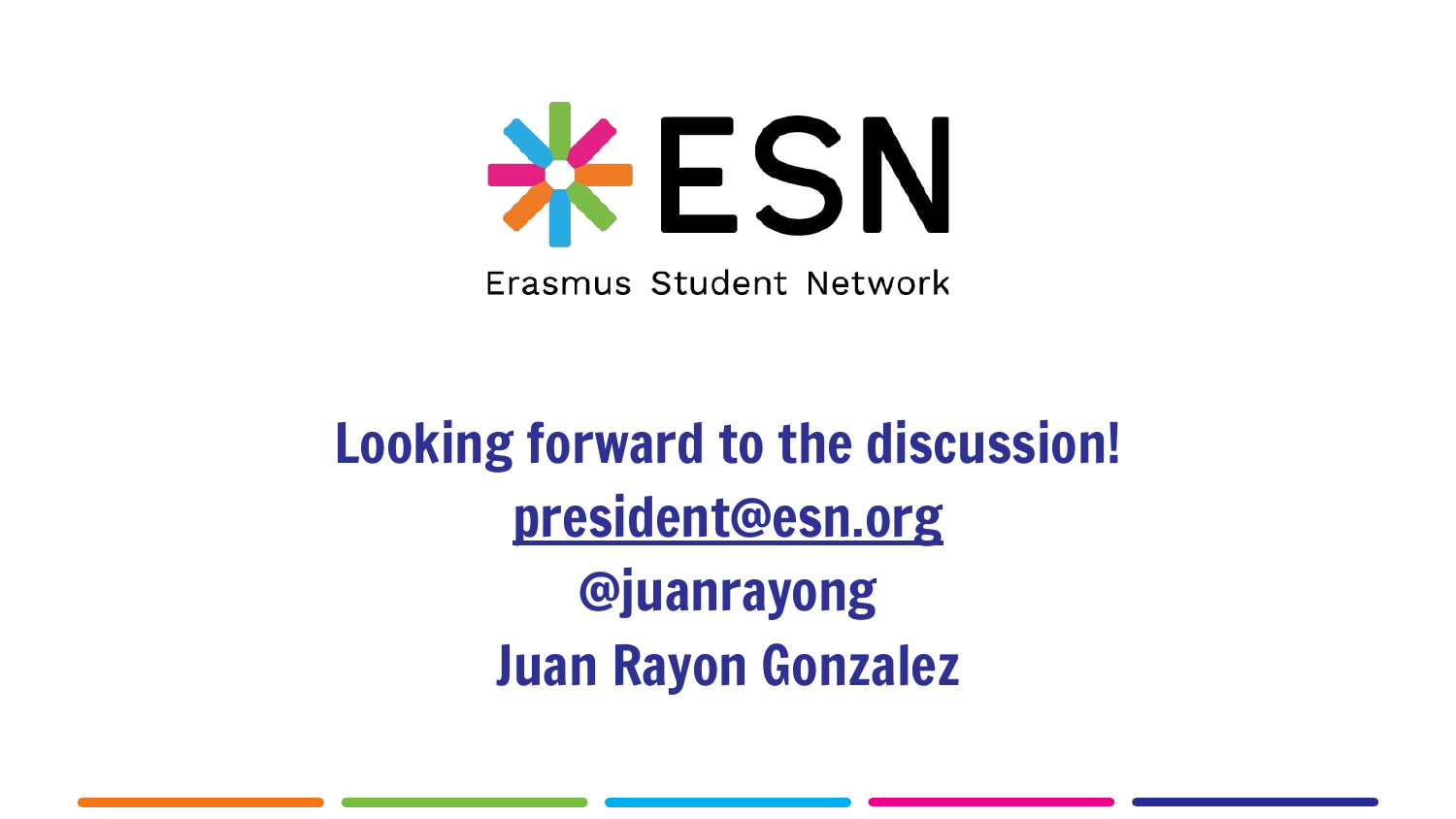ESN

Erasmus Student Network

**Looking forward to the discussion!**

**president@esn.org**

**@juanrayong**

**Juan Rayon Gonzalez**